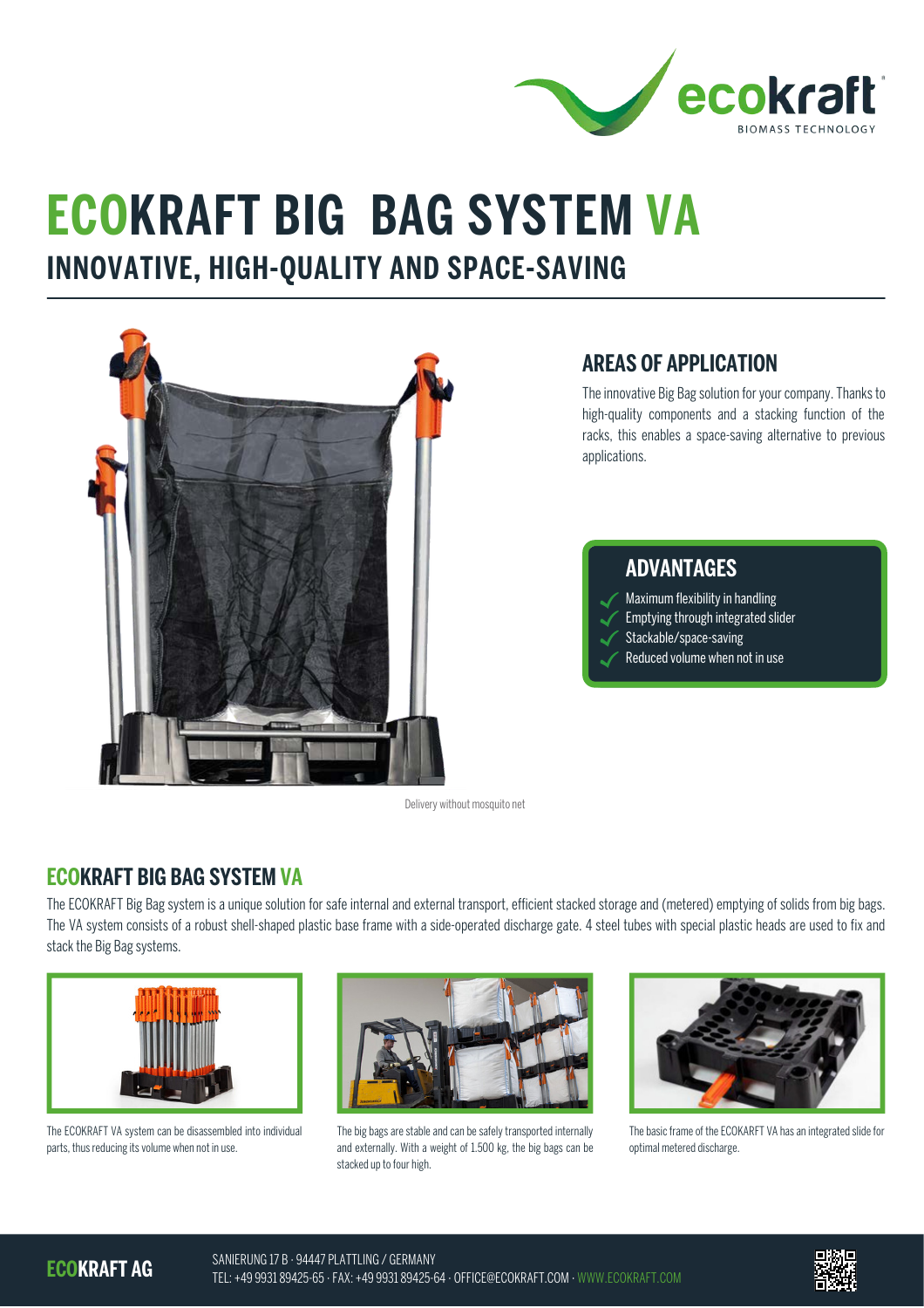# ECOKRAFT BIG BAG SYSTEM VA

## INNOVATIVE, HIGH-QUALITY AND SPACE-SAVING

Delivery without mosquito net

### AREAS OF APPLICATION

The innovative Big Bag solution for your company. Thanks to high-quality components and a stacking function of the racks, this enables a space-saving alternative to previous applications.

### ADVANTAGES

- Maximum flexibility in handling
- Emptying through integrated slider
- Stackable/space-saving
- Reduced volume when not in use

## ECOKRAFT BIG BAG SYSTEM VA

The ECOKRAFT Big Bag system is a unique solution for safe internal and external transport, efficient stacked storage and (metered) emptying of solids from big bags. The VA system consists of a robust shell-shaped plastic base frame with a side-operated discharge gate. 4 steel tubes with special plastic heads are used to fix and stack the Big Bag systems.

The ECOKRAFT VA system can be disassembled into individual parts, thus reducing its volume when not in use.

The big bags are stable and can be safely transported internally and externally. With a weight of 1.500 kg, the big bags can be stacked up to four high.

The basic frame of the ECOKARFT VA has an integrated slide for optimal metered discharge.

**ECOKRAFT AG**

SANIERUNG 17 B · 94447 PLATTLING / GERMANY
TEL: +49 9931 89425-65 · FAX: +49 9931 89425-64 · OFFICE@ECOKRAFT.COM · WWW.ECOKRAFT.COM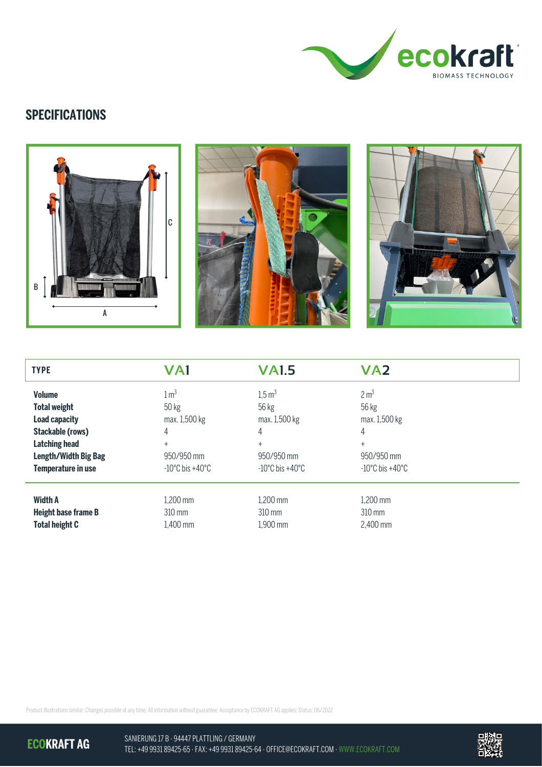## SPECIFICATIONS

| TYPE | VA1 | VA1.5 | VA2 |
|---|---|---|---|
| **Volume** | 1 $m^3$ | 1,5 $m^3$ | 2 $m^3$ |
| **Total weight** | 50 kg | 56 kg | 56 kg |
| **Load capacity** | max. 1,500 kg | max. 1,500 kg | max. 1,500 kg |
| **Stackable (rows)** | 4 | 4 | 4 |
| **Latching head** | + | + | + |
| **Length/Width Big Bag** | 950/950 mm | 950/950 mm | 950/950 mm |
| **Temperature in use** | -10°C bis +40°C | -10°C bis +40°C | -10°C bis +40°C |
| **Width A** | 1,200 mm | 1,200 mm | 1,200 mm |
| **Height base frame B** | 310 mm | 310 mm | 310 mm |
| **Total height C** | 1,400 mm | 1,900 mm | 2,400 mm |

Product illustrations similar; Changes possible at any time; All information without guarantee; Acceptance by ECOKRAFT AG applies; Status: 06/2022

**ECOKRAFT AG**

SANIERUNG 17 B · 94447 PLATTLING / GERMANY
TEL: +49 9931 89425-65 · FAX: +49 9931 89425-64 · OFFICE@ECOKRAFT.COM · WWW.ECOKRAFT.COM